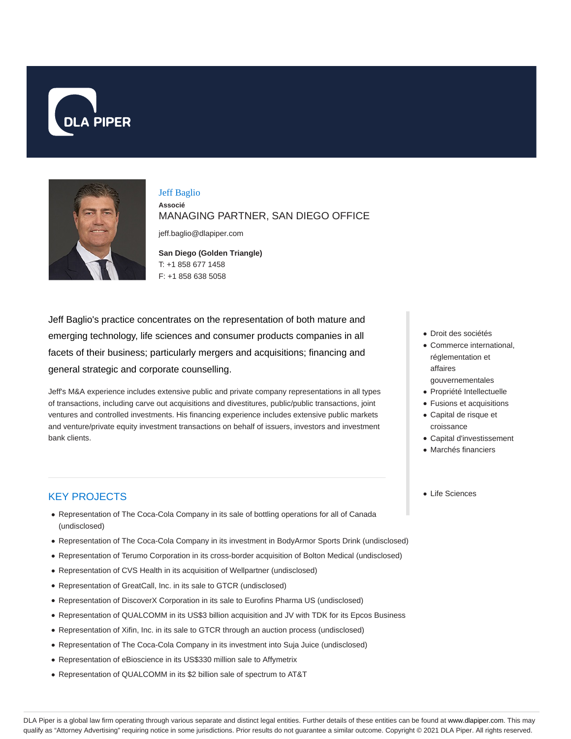# Jeff Baglio

**Associé**

MANAGING PARTNER, SAN DIEGO OFFICE

jeff.baglio@dlapiper.com

**San Diego (Golden Triangle)**
T: +1 858 677 1458
F: +1 858 638 5058

Jeff Baglio's practice concentrates on the representation of both mature and emerging technology, life sciences and consumer products companies in all facets of their business; particularly mergers and acquisitions; financing and general strategic and corporate counselling.

Jeff's M&A experience includes extensive public and private company representations in all types of transactions, including carve out acquisitions and divestitures, public/public transactions, joint ventures and controlled investments. His financing experience includes extensive public markets and venture/private equity investment transactions on behalf of issuers, investors and investment bank clients.

- Droit des sociétés
- Commerce international, réglementation et affaires gouvernementales
- Propriété Intellectuelle
- Fusions et acquisitions
- Capital de risque et croissance
- Capital d'investissement
- Marchés financiers

- Life Sciences

## KEY PROJECTS

- Representation of The Coca-Cola Company in its sale of bottling operations for all of Canada (undisclosed)
- Representation of The Coca-Cola Company in its investment in BodyArmor Sports Drink (undisclosed)
- Representation of Terumo Corporation in its cross-border acquisition of Bolton Medical (undisclosed)
- Representation of CVS Health in its acquisition of Wellpartner (undisclosed)
- Representation of GreatCall, Inc. in its sale to GTCR (undisclosed)
- Representation of DiscoverX Corporation in its sale to Eurofins Pharma US (undisclosed)
- Representation of QUALCOMM in its US$3 billion acquisition and JV with TDK for its Epcos Business
- Representation of Xifin, Inc. in its sale to GTCR through an auction process (undisclosed)
- Representation of The Coca-Cola Company in its investment into Suja Juice (undisclosed)
- Representation of eBioscience in its US$330 million sale to Affymetrix
- Representation of QUALCOMM in its $2 billion sale of spectrum to AT&T

DLA Piper is a global law firm operating through various separate and distinct legal entities. Further details of these entities can be found at www.dlapiper.com. This may qualify as "Attorney Advertising" requiring notice in some jurisdictions. Prior results do not guarantee a similar outcome. Copyright © 2021 DLA Piper. All rights reserved.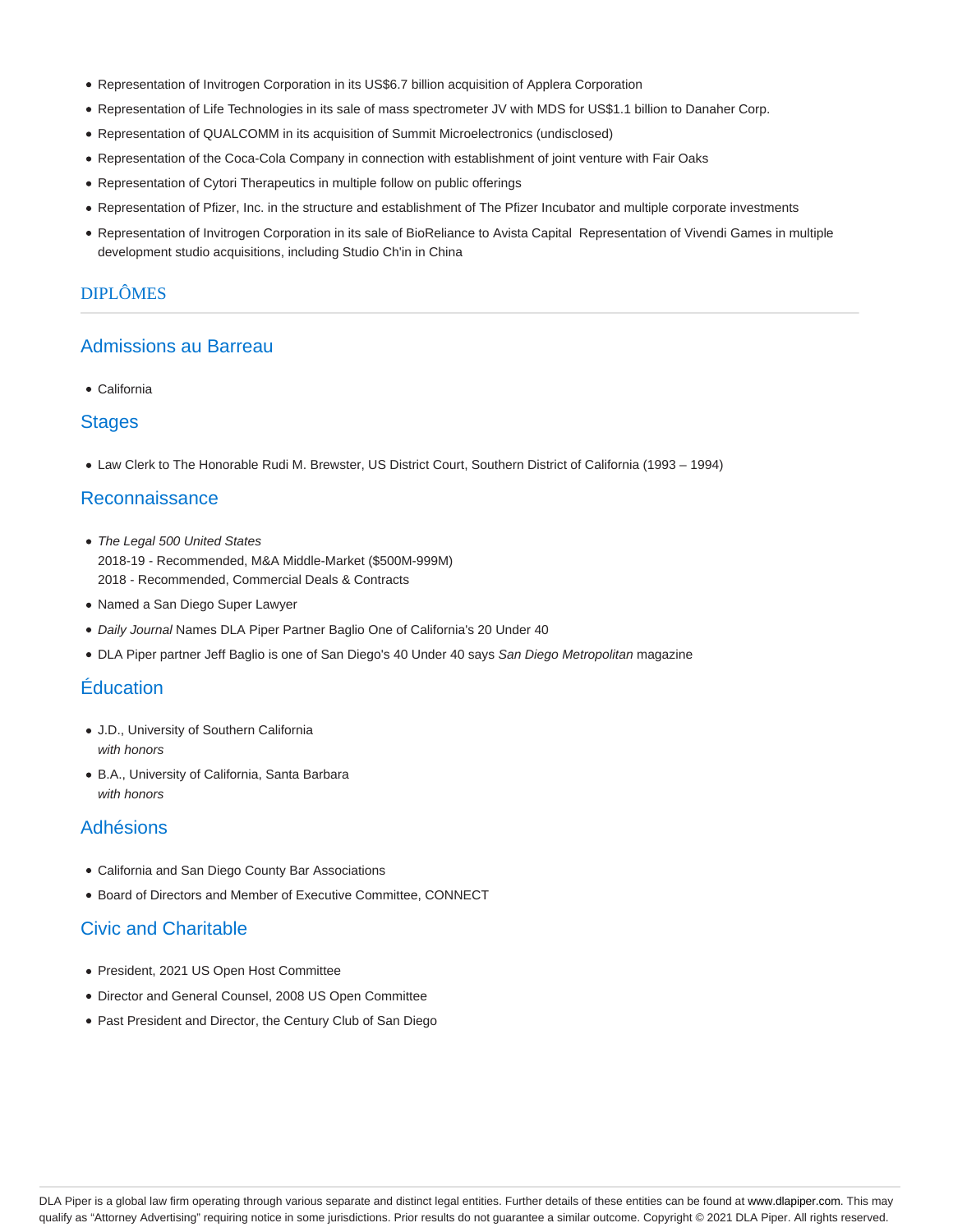- Representation of Invitrogen Corporation in its US$6.7 billion acquisition of Applera Corporation
- Representation of Life Technologies in its sale of mass spectrometer JV with MDS for US$1.1 billion to Danaher Corp.
- Representation of QUALCOMM in its acquisition of Summit Microelectronics (undisclosed)
- Representation of the Coca-Cola Company in connection with establishment of joint venture with Fair Oaks
- Representation of Cytori Therapeutics in multiple follow on public offerings
- Representation of Pfizer, Inc. in the structure and establishment of The Pfizer Incubator and multiple corporate investments
- Representation of Invitrogen Corporation in its sale of BioReliance to Avista Capital  Representation of Vivendi Games in multiple development studio acquisitions, including Studio Ch'in in China

# DIPLÔMES

## Admissions au Barreau

- California

## Stages

- Law Clerk to The Honorable Rudi M. Brewster, US District Court, Southern District of California (1993 – 1994)

## Reconnaissance

- *The Legal 500 United States*
  2018-19 - Recommended, M&A Middle-Market ($500M-999M)
  2018 - Recommended, Commercial Deals & Contracts
- Named a San Diego Super Lawyer
- *Daily Journal* Names DLA Piper Partner Baglio One of California's 20 Under 40
- DLA Piper partner Jeff Baglio is one of San Diego's 40 Under 40 says *San Diego Metropolitan* magazine

## Éducation

- J.D., University of Southern California
  *with honors*
- B.A., University of California, Santa Barbara
  *with honors*

## Adhésions

- California and San Diego County Bar Associations
- Board of Directors and Member of Executive Committee, CONNECT

## Civic and Charitable

- President, 2021 US Open Host Committee
- Director and General Counsel, 2008 US Open Committee
- Past President and Director, the Century Club of San Diego

DLA Piper is a global law firm operating through various separate and distinct legal entities. Further details of these entities can be found at www.dlapiper.com. This may qualify as "Attorney Advertising" requiring notice in some jurisdictions. Prior results do not guarantee a similar outcome. Copyright © 2021 DLA Piper. All rights reserved.